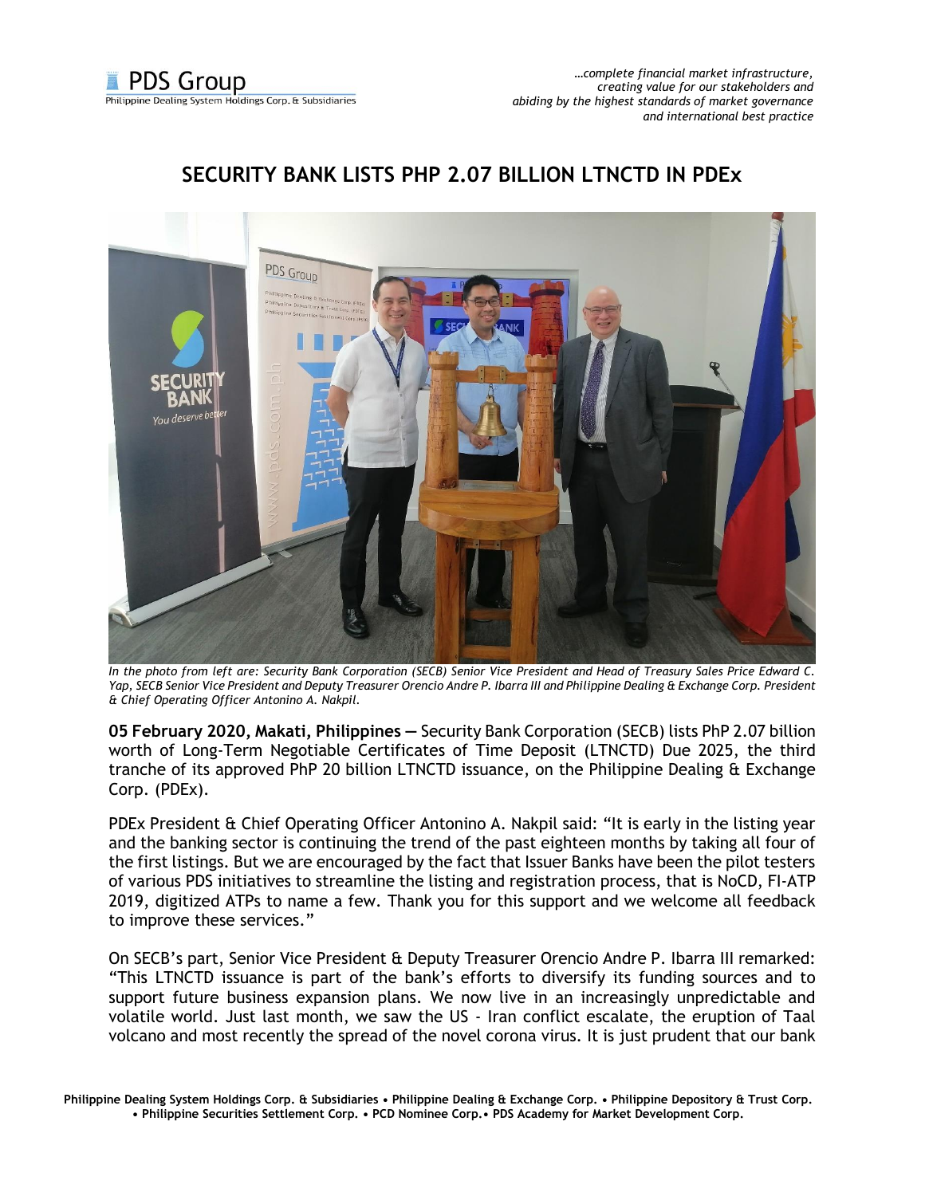# SECURITY BANK LISTS PHP 2.07 BILLION LTNCTD IN PDEx

*In the photo from left are: Security Bank Corporation (SECB) Senior Vice President and Head of Treasury Sales Price Edward C. Yap, SECB Senior Vice President and Deputy Treasurer Orencio Andre P. Ibarra III and Philippine Dealing & Exchange Corp. President & Chief Operating Officer Antonino A. Nakpil.*

**05 February 2020, Makati, Philippines —** Security Bank Corporation (SECB) lists PhP 2.07 billion worth of Long-Term Negotiable Certificates of Time Deposit (LTNCTD) Due 2025, the third tranche of its approved PhP 20 billion LTNCTD issuance, on the Philippine Dealing & Exchange Corp. (PDEx).

PDEx President & Chief Operating Officer Antonino A. Nakpil said: "It is early in the listing year and the banking sector is continuing the trend of the past eighteen months by taking all four of the first listings. But we are encouraged by the fact that Issuer Banks have been the pilot testers of various PDS initiatives to streamline the listing and registration process, that is NoCD, FI-ATP 2019, digitized ATPs to name a few. Thank you for this support and we welcome all feedback to improve these services."

On SECB's part, Senior Vice President & Deputy Treasurer Orencio Andre P. Ibarra III remarked: "This LTNCTD issuance is part of the bank's efforts to diversify its funding sources and to support future business expansion plans. We now live in an increasingly unpredictable and volatile world. Just last month, we saw the US - Iran conflict escalate, the eruption of Taal volcano and most recently the spread of the novel corona virus. It is just prudent that our bank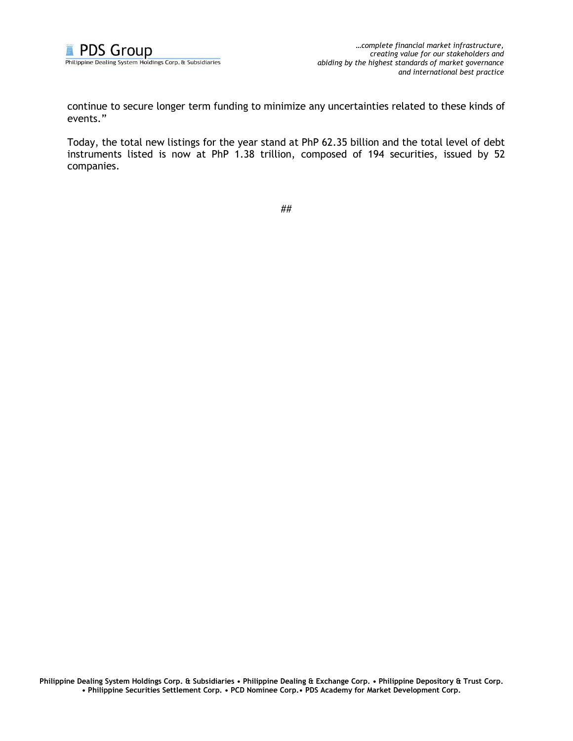continue to secure longer term funding to minimize any uncertainties related to these kinds of events."

Today, the total new listings for the year stand at PhP 62.35 billion and the total level of debt instruments listed is now at PhP 1.38 trillion, composed of 194 securities, issued by 52 companies.

##